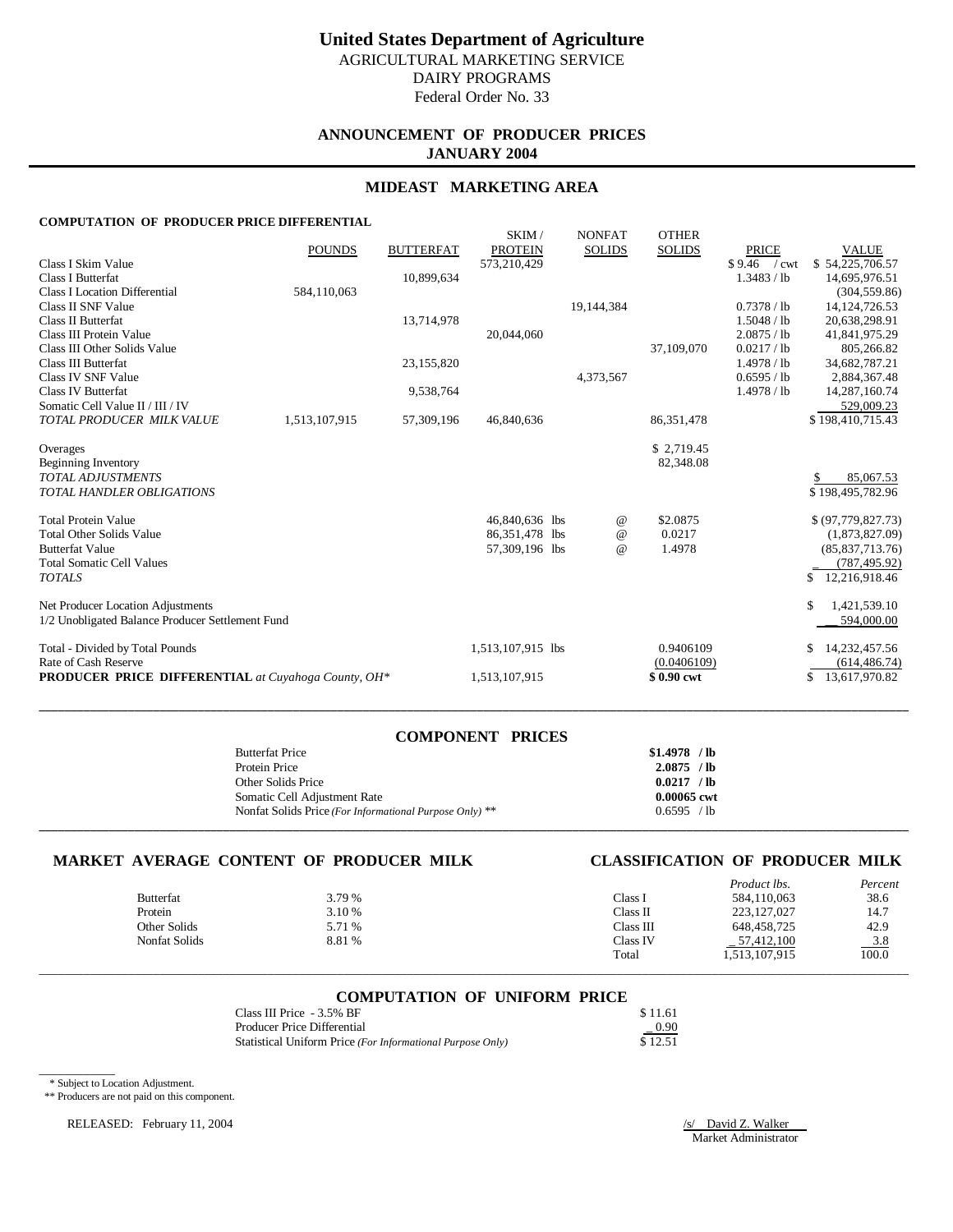# United States Department of Agriculture

AGRICULTURAL MARKETING SERVICE

DAIRY PROGRAMS

Federal Order No. 33

## ANNOUNCEMENT OF PRODUCER PRICES
## JANUARY 2004

## MIDEAST MARKETING AREA

### COMPUTATION OF PRODUCER PRICE DIFFERENTIAL

| | POUNDS | BUTTERFAT | SKIM / PROTEIN | NONFAT SOLIDS | OTHER SOLIDS | PRICE | VALUE |
|---|---|---|---|---|---|---|---|
| Class I Skim Value | | | 573,210,429 | | | $ 9.46 / cwt | $ 54,225,706.57 |
| Class I Butterfat | | 10,899,634 | | | | 1.3483 / lb | 14,695,976.51 |
| Class I Location Differential | 584,110,063 | | | | | | (304,559.86) |
| Class II SNF Value | | | | 19,144,384 | | 0.7378 / lb | 14,124,726.53 |
| Class II Butterfat | | 13,714,978 | | | | 1.5048 / lb | 20,638,298.91 |
| Class III Protein Value | | | 20,044,060 | | | 2.0875 / lb | 41,841,975.29 |
| Class III Other Solids Value | | | | | 37,109,070 | 0.0217 / lb | 805,266.82 |
| Class III Butterfat | | 23,155,820 | | | | 1.4978 / lb | 34,682,787.21 |
| Class IV SNF Value | | | | 4,373,567 | | 0.6595 / lb | 2,884,367.48 |
| Class IV Butterfat | | 9,538,764 | | | | 1.4978 / lb | 14,287,160.74 |
| Somatic Cell Value II / III / IV | | | | | | | 529,009.23 |
| *TOTAL PRODUCER MILK VALUE* | 1,513,107,915 | 57,309,196 | 46,840,636 | | 86,351,478 | | $ 198,410,715.43 |
| | | | | | | | |
| Overages | | | | | $ 2,719.45 | | |
| Beginning Inventory | | | | | 82,348.08 | | |
| *TOTAL ADJUSTMENTS* | | | | | | | $ 85,067.53 |
| *TOTAL HANDLER OBLIGATIONS* | | | | | | | $ 198,495,782.96 |
| | | | | | | | |
| Total Protein Value | | | 46,840,636 lbs | @ | $2.0875 | | $ (97,779,827.73) |
| Total Other Solids Value | | | 86,351,478 lbs | @ | 0.0217 | | (1,873,827.09) |
| Butterfat Value | | | 57,309,196 lbs | @ | 1.4978 | | (85,837,713.76) |
| Total Somatic Cell Values | | | | | | | (787,495.92) |
| *TOTALS* | | | | | | | $ 12,216,918.46 |
| | | | | | | | |
| Net Producer Location Adjustments | | | | | | | $ 1,421,539.10 |
| 1/2 Unobligated Balance Producer Settlement Fund | | | | | | | 594,000.00 |
| | | | | | | | |
| Total - Divided by Total Pounds | | | 1,513,107,915 lbs | | 0.9406109 | | $ 14,232,457.56 |
| Rate of Cash Reserve | | | | | (0.0406109) | | (614,486.74) |
| **PRODUCER PRICE DIFFERENTIAL** *at Cuyahoga County, OH\** | | | 1,513,107,915 | | **$ 0.90 cwt** | | $ 13,617,970.82 |

## COMPONENT PRICES

| | |
|---|---|
| Butterfat Price | **$1.4978 / lb** |
| Protein Price | **2.0875 / lb** |
| Other Solids Price | **0.0217 / lb** |
| Somatic Cell Adjustment Rate | **0.00065 cwt** |
| Nonfat Solids Price *(For Informational Purpose Only)* ** | 0.6595 / lb |

## MARKET AVERAGE CONTENT OF PRODUCER MILK

| | |
|---|---|
| Butterfat | 3.79 % |
| Protein | 3.10 % |
| Other Solids | 5.71 % |
| Nonfat Solids | 8.81 % |

## CLASSIFICATION OF PRODUCER MILK

| | *Product lbs.* | *Percent* |
|---|---|---|
| Class I | 584,110,063 | 38.6 |
| Class II | 223,127,027 | 14.7 |
| Class III | 648,458,725 | 42.9 |
| Class IV | 57,412,100 | 3.8 |
| Total | 1,513,107,915 | 100.0 |

## COMPUTATION OF UNIFORM PRICE

| | |
|---|---|
| Class III Price - 3.5% BF | $ 11.61 |
| Producer Price Differential | 0.90 |
| Statistical Uniform Price *(For Informational Purpose Only)* | $ 12.51 |

\* Subject to Location Adjustment.

\** Producers are not paid on this component.

RELEASED: February 11, 2004

/s/ David Z. Walker

Market Administrator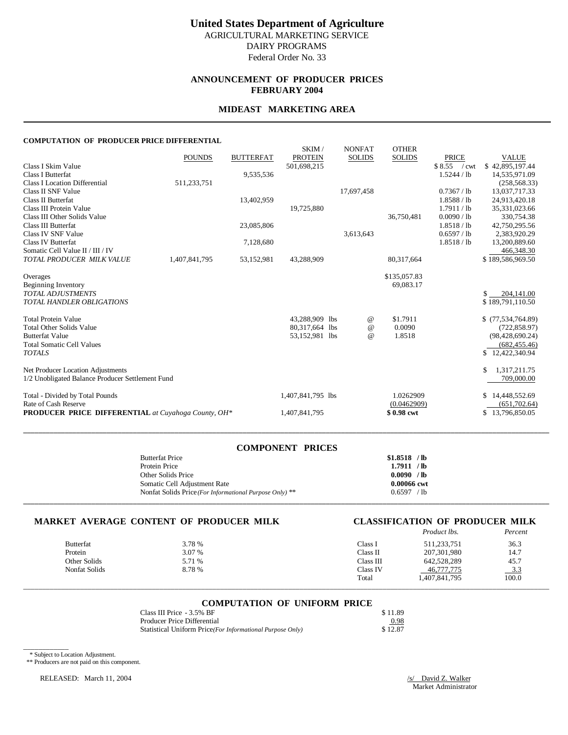# United States Department of Agriculture

AGRICULTURAL MARKETING SERVICE
DAIRY PROGRAMS
Federal Order No. 33

## ANNOUNCEMENT OF PRODUCER PRICES
## FEBRUARY 2004

## MIDEAST MARKETING AREA

### COMPUTATION OF PRODUCER PRICE DIFFERENTIAL

| | POUNDS | BUTTERFAT | SKIM / PROTEIN | NONFAT SOLIDS | OTHER SOLIDS | PRICE | VALUE |
|---|---|---|---|---|---|---|---|
| Class I Skim Value | | | 501,698,215 | | | $ 8.55 / cwt | $ 42,895,197.44 |
| Class I Butterfat | | 9,535,536 | | | | 1.5244 / lb | 14,535,971.09 |
| Class I Location Differential | 511,233,751 | | | | | | (258,568.33) |
| Class II SNF Value | | | | 17,697,458 | | 0.7367 / lb | 13,037,717.33 |
| Class II Butterfat | | 13,402,959 | | | | 1.8588 / lb | 24,913,420.18 |
| Class III Protein Value | | | 19,725,880 | | | 1.7911 / lb | 35,331,023.66 |
| Class III Other Solids Value | | | | | 36,750,481 | 0.0090 / lb | 330,754.38 |
| Class III Butterfat | | 23,085,806 | | | | 1.8518 / lb | 42,750,295.56 |
| Class IV SNF Value | | | | 3,613,643 | | 0.6597 / lb | 2,383,920.29 |
| Class IV Butterfat | | 7,128,680 | | | | 1.8518 / lb | 13,200,889.60 |
| Somatic Cell Value II / III / IV | | | | | | | 466,348.30 |
| *TOTAL PRODUCER MILK VALUE* | 1,407,841,795 | 53,152,981 | 43,288,909 | | 80,317,664 | | $ 189,586,969.50 |
| | | | | | | | |
| Overages | | | | | $135,057.83 | | |
| Beginning Inventory | | | | | 69,083.17 | | |
| *TOTAL ADJUSTMENTS* | | | | | | | $ 204,141.00 |
| *TOTAL HANDLER OBLIGATIONS* | | | | | | | $ 189,791,110.50 |
| | | | | | | | |
| Total Protein Value | | | 43,288,909 lbs | @ | $1.7911 | | $ (77,534,764.89) |
| Total Other Solids Value | | | 80,317,664 lbs | @ | 0.0090 | | (722,858.97) |
| Butterfat Value | | | 53,152,981 lbs | @ | 1.8518 | | (98,428,690.24) |
| Total Somatic Cell Values | | | | | | | (682,455.46) |
| *TOTALS* | | | | | | | $ 12,422,340.94 |
| | | | | | | | |
| Net Producer Location Adjustments | | | | | | | $ 1,317,211.75 |
| 1/2 Unobligated Balance Producer Settlement Fund | | | | | | | 709,000.00 |
| | | | | | | | |
| Total - Divided by Total Pounds | | | 1,407,841,795 lbs | | 1.0262909 | | $ 14,448,552.69 |
| Rate of Cash Reserve | | | | | (0.0462909) | | (651,702.64) |
| **PRODUCER PRICE DIFFERENTIAL** *at Cuyahoga County, OH\** | | | 1,407,841,795 | | **$ 0.98 cwt** | | $ 13,796,850.05 |

### COMPONENT PRICES

| | |
|---|---|
| Butterfat Price | **$1.8518 / lb** |
| Protein Price | **1.7911 / lb** |
| Other Solids Price | **0.0090 / lb** |
| Somatic Cell Adjustment Rate | **0.00066 cwt** |
| Nonfat Solids Price *(For Informational Purpose Only)* ** | 0.6597 / lb |

### MARKET AVERAGE CONTENT OF PRODUCER MILK

| | |
|---|---|
| Butterfat | 3.78 % |
| Protein | 3.07 % |
| Other Solids | 5.71 % |
| Nonfat Solids | 8.78 % |

### CLASSIFICATION OF PRODUCER MILK

| | *Product lbs.* | *Percent* |
|---|---|---|
| Class I | 511,233,751 | 36.3 |
| Class II | 207,301,980 | 14.7 |
| Class III | 642,528,289 | 45.7 |
| Class IV | 46,777,775 | 3.3 |
| Total | 1,407,841,795 | 100.0 |

### COMPUTATION OF UNIFORM PRICE

| | |
|---|---|
| Class III Price - 3.5% BF | $ 11.89 |
| Producer Price Differential | 0.98 |
| Statistical Uniform Price *(For Informational Purpose Only)* | $ 12.87 |

\* Subject to Location Adjustment.
** Producers are not paid on this component.

RELEASED: March 11, 2004

/s/ David Z. Walker
Market Administrator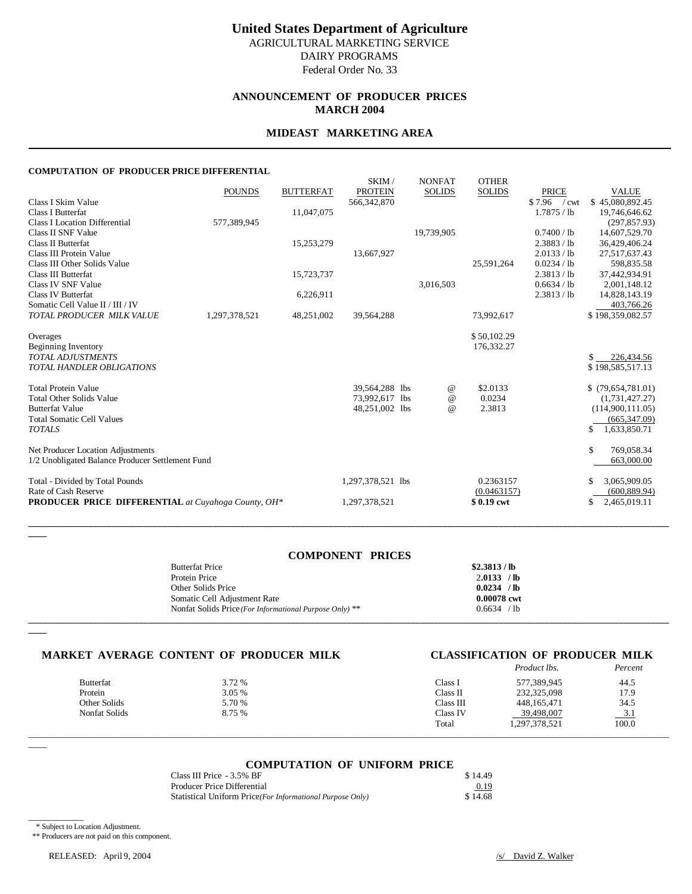# United States Department of Agriculture

AGRICULTURAL MARKETING SERVICE
DAIRY PROGRAMS
Federal Order No. 33

## ANNOUNCEMENT OF PRODUCER PRICES
## MARCH 2004

## MIDEAST MARKETING AREA

### COMPUTATION OF PRODUCER PRICE DIFFERENTIAL

| | POUNDS | BUTTERFAT | SKIM / PROTEIN | NONFAT SOLIDS | OTHER SOLIDS | PRICE | VALUE |
|---|---|---|---|---|---|---|---|
| Class I Skim Value | | | 566,342,870 | | | $ 7.96 / cwt | $ 45,080,892.45 |
| Class I Butterfat | | 11,047,075 | | | | 1.7875 / lb | 19,746,646.62 |
| Class I Location Differential | 577,389,945 | | | | | | (297,857.93) |
| Class II SNF Value | | | | 19,739,905 | | 0.7400 / lb | 14,607,529.70 |
| Class II Butterfat | | 15,253,279 | | | | 2.3883 / lb | 36,429,406.24 |
| Class III Protein Value | | | 13,667,927 | | | 2.0133 / lb | 27,517,637.43 |
| Class III Other Solids Value | | | | | 25,591,264 | 0.0234 / lb | 598,835.58 |
| Class III Butterfat | | 15,723,737 | | | | 2.3813 / lb | 37,442,934.91 |
| Class IV SNF Value | | | | 3,016,503 | | 0.6634 / lb | 2,001,148.12 |
| Class IV Butterfat | | 6,226,911 | | | | 2.3813 / lb | 14,828,143.19 |
| Somatic Cell Value II / III / IV | | | | | | | 403,766.26 |
| *TOTAL PRODUCER MILK VALUE* | 1,297,378,521 | 48,251,002 | 39,564,288 | | 73,992,617 | | $ 198,359,082.57 |
| | | | | | | | |
| Overages | | | | | $ 50,102.29 | | |
| Beginning Inventory | | | | | 176,332.27 | | |
| *TOTAL ADJUSTMENTS* | | | | | | | $ 226,434.56 |
| *TOTAL HANDLER OBLIGATIONS* | | | | | | | $ 198,585,517.13 |
| | | | | | | | |
| Total Protein Value | | | 39,564,288 lbs | @ | $2.0133 | | $ (79,654,781.01) |
| Total Other Solids Value | | | 73,992,617 lbs | @ | 0.0234 | | (1,731,427.27) |
| Butterfat Value | | | 48,251,002 lbs | @ | 2.3813 | | (114,900,111.05) |
| Total Somatic Cell Values | | | | | | | (665,347.09) |
| *TOTALS* | | | | | | | $ 1,633,850.71 |
| | | | | | | | |
| Net Producer Location Adjustments | | | | | | | $ 769,058.34 |
| 1/2 Unobligated Balance Producer Settlement Fund | | | | | | | 663,000.00 |
| | | | | | | | |
| Total - Divided by Total Pounds | | | 1,297,378,521 lbs | | 0.2363157 | | $ 3,065,909.05 |
| Rate of Cash Reserve | | | | | (0.0463157) | | (600,889.94) |
| **PRODUCER PRICE DIFFERENTIAL** *at Cuyahoga County, OH\** | | | 1,297,378,521 | | **$ 0.19 cwt** | | $ 2,465,019.11 |

### COMPONENT PRICES

| | |
|---|---|
| Butterfat Price | **$2.3813 / lb** |
| Protein Price | **2.0133 / lb** |
| Other Solids Price | **0.0234 / lb** |
| Somatic Cell Adjustment Rate | **0.00078 cwt** |
| Nonfat Solids Price *(For Informational Purpose Only)* ** | 0.6634 / lb |

### MARKET AVERAGE CONTENT OF PRODUCER MILK

| | |
|---|---|
| Butterfat | 3.72 % |
| Protein | 3.05 % |
| Other Solids | 5.70 % |
| Nonfat Solids | 8.75 % |

### CLASSIFICATION OF PRODUCER MILK

| | *Product lbs.* | *Percent* |
|---|---|---|
| Class I | 577,389,945 | 44.5 |
| Class II | 232,325,098 | 17.9 |
| Class III | 448,165,471 | 34.5 |
| Class IV | 39,498,007 | 3.1 |
| Total | 1,297,378,521 | 100.0 |

### COMPUTATION OF UNIFORM PRICE

| | |
|---|---|
| Class III Price - 3.5% BF | $ 14.49 |
| Producer Price Differential | 0.19 |
| Statistical Uniform Price *(For Informational Purpose Only)* | $ 14.68 |

\* Subject to Location Adjustment.
** Producers are not paid on this component.

RELEASED: April 9, 2004

/s/ David Z. Walker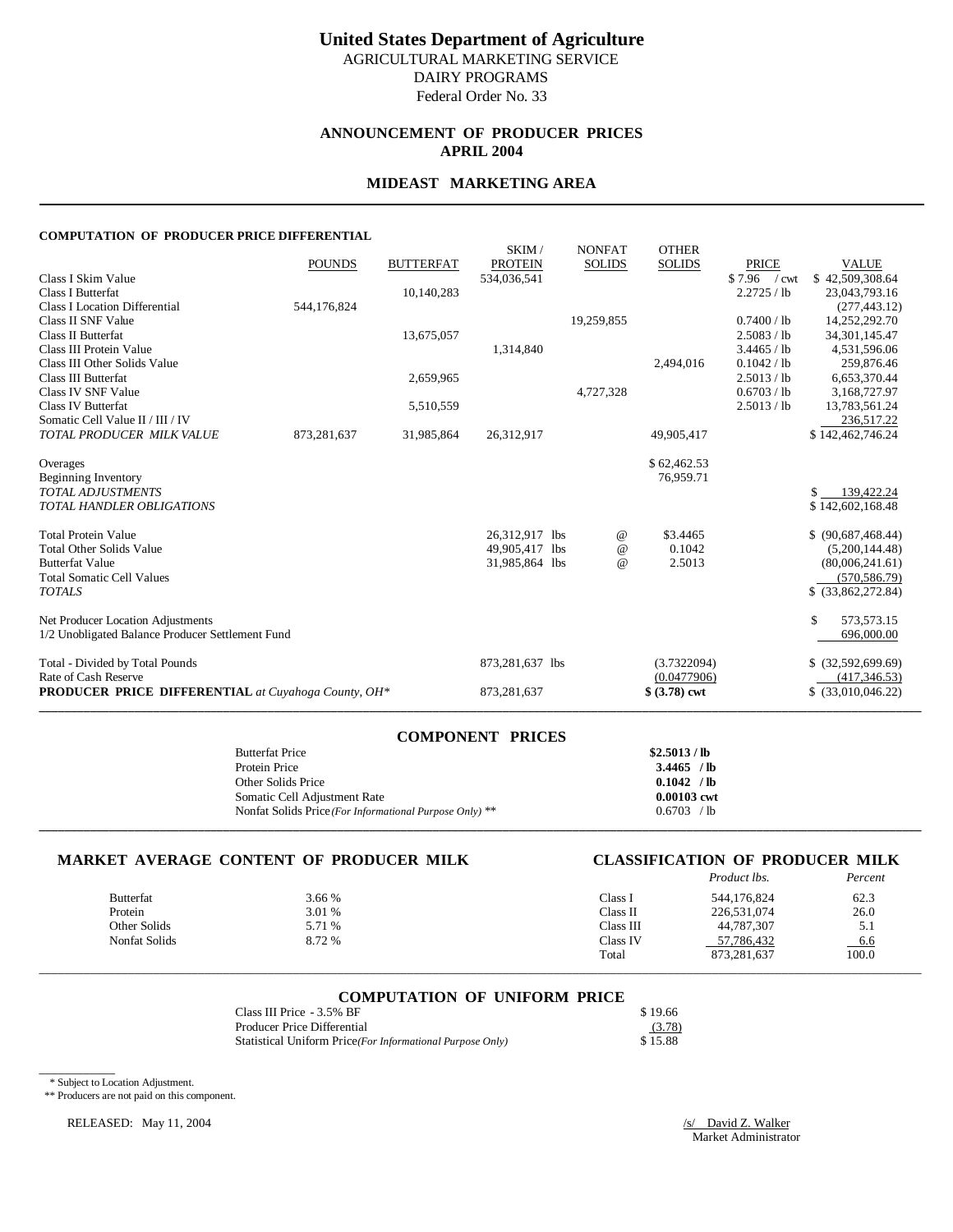# United States Department of Agriculture

AGRICULTURAL MARKETING SERVICE
DAIRY PROGRAMS
Federal Order No. 33

## ANNOUNCEMENT OF PRODUCER PRICES
## APRIL 2004

## MIDEAST MARKETING AREA

### COMPUTATION OF PRODUCER PRICE DIFFERENTIAL

| | POUNDS | BUTTERFAT | SKIM / PROTEIN | NONFAT SOLIDS | OTHER SOLIDS | PRICE | VALUE |
|---|---|---|---|---|---|---|---|
| Class I Skim Value | | | 534,036,541 | | | $ 7.96 / cwt | $ 42,509,308.64 |
| Class I Butterfat | | 10,140,283 | | | | 2.2725 / lb | 23,043,793.16 |
| Class I Location Differential | 544,176,824 | | | | | | (277,443.12) |
| Class II SNF Value | | | | 19,259,855 | | 0.7400 / lb | 14,252,292.70 |
| Class II Butterfat | | 13,675,057 | | | | 2.5083 / lb | 34,301,145.47 |
| Class III Protein Value | | | 1,314,840 | | | 3.4465 / lb | 4,531,596.06 |
| Class III Other Solids Value | | | | | 2,494,016 | 0.1042 / lb | 259,876.46 |
| Class III Butterfat | | 2,659,965 | | | | 2.5013 / lb | 6,653,370.44 |
| Class IV SNF Value | | | | 4,727,328 | | 0.6703 / lb | 3,168,727.97 |
| Class IV Butterfat | | 5,510,559 | | | | 2.5013 / lb | 13,783,561.24 |
| Somatic Cell Value II / III / IV | | | | | | | 236,517.22 |
| *TOTAL PRODUCER MILK VALUE* | 873,281,637 | 31,985,864 | 26,312,917 | | 49,905,417 | | $ 142,462,746.24 |
| | | | | | | | |
| Overages | | | | | $ 62,462.53 | | |
| Beginning Inventory | | | | | 76,959.71 | | |
| *TOTAL ADJUSTMENTS* | | | | | | | $ 139,422.24 |
| *TOTAL HANDLER OBLIGATIONS* | | | | | | | $ 142,602,168.48 |
| | | | | | | | |
| Total Protein Value | | | 26,312,917 lbs | @ | $3.4465 | | $ (90,687,468.44) |
| Total Other Solids Value | | | 49,905,417 lbs | @ | 0.1042 | | (5,200,144.48) |
| Butterfat Value | | | 31,985,864 lbs | @ | 2.5013 | | (80,006,241.61) |
| Total Somatic Cell Values | | | | | | | (570,586.79) |
| *TOTALS* | | | | | | | $ (33,862,272.84) |
| | | | | | | | |
| Net Producer Location Adjustments | | | | | | | $ 573,573.15 |
| 1/2 Unobligated Balance Producer Settlement Fund | | | | | | | 696,000.00 |
| | | | | | | | |
| Total - Divided by Total Pounds | | | 873,281,637 lbs | | (3.7322094) | | $ (32,592,699.69) |
| Rate of Cash Reserve | | | | | (0.0477906) | | (417,346.53) |
| **PRODUCER PRICE DIFFERENTIAL** *at Cuyahoga County, OH\** | | | 873,281,637 | | **$ (3.78) cwt** | | $ (33,010,046.22) |

### COMPONENT PRICES

| | |
|---|---|
| Butterfat Price | **$2.5013 / lb** |
| Protein Price | **3.4465 / lb** |
| Other Solids Price | **0.1042 / lb** |
| Somatic Cell Adjustment Rate | **0.00103 cwt** |
| Nonfat Solids Price *(For Informational Purpose Only)* ** | 0.6703 / lb |

### MARKET AVERAGE CONTENT OF PRODUCER MILK

| | |
|---|---|
| Butterfat | 3.66 % |
| Protein | 3.01 % |
| Other Solids | 5.71 % |
| Nonfat Solids | 8.72 % |

### CLASSIFICATION OF PRODUCER MILK

| | *Product lbs.* | *Percent* |
|---|---|---|
| Class I | 544,176,824 | 62.3 |
| Class II | 226,531,074 | 26.0 |
| Class III | 44,787,307 | 5.1 |
| Class IV | 57,786,432 | 6.6 |
| Total | 873,281,637 | 100.0 |

### COMPUTATION OF UNIFORM PRICE

| | |
|---|---|
| Class III Price - 3.5% BF | $ 19.66 |
| Producer Price Differential | (3.78) |
| Statistical Uniform Price *(For Informational Purpose Only)* | $ 15.88 |

\* Subject to Location Adjustment.
** Producers are not paid on this component.

RELEASED: May 11, 2004

/s/ David Z. Walker
Market Administrator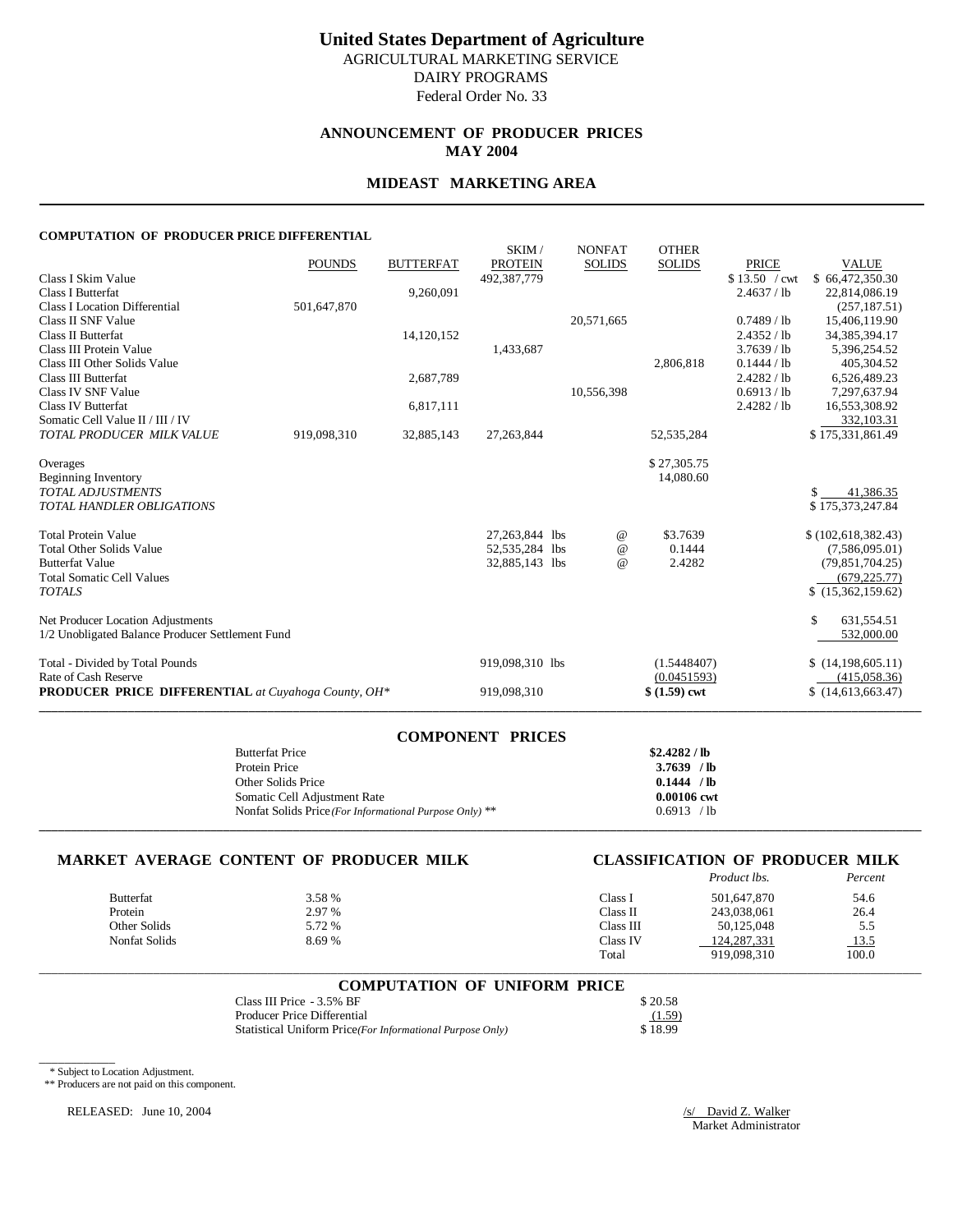# United States Department of Agriculture

AGRICULTURAL MARKETING SERVICE
DAIRY PROGRAMS
Federal Order No. 33

## ANNOUNCEMENT OF PRODUCER PRICES
## MAY 2004

## MIDEAST MARKETING AREA

**COMPUTATION OF PRODUCER PRICE DIFFERENTIAL**

| | POUNDS | BUTTERFAT | SKIM / PROTEIN | NONFAT SOLIDS | OTHER SOLIDS | PRICE | VALUE |
|---|---|---|---|---|---|---|---|
| Class I Skim Value | | | 492,387,779 | | | $ 13.50 / cwt | $ 66,472,350.30 |
| Class I Butterfat | | 9,260,091 | | | | 2.4637 / lb | 22,814,086.19 |
| Class I Location Differential | 501,647,870 | | | | | | (257,187.51) |
| Class II SNF Value | | | | 20,571,665 | | 0.7489 / lb | 15,406,119.90 |
| Class II Butterfat | | 14,120,152 | | | | 2.4352 / lb | 34,385,394.17 |
| Class III Protein Value | | | 1,433,687 | | | 3.7639 / lb | 5,396,254.52 |
| Class III Other Solids Value | | | | | 2,806,818 | 0.1444 / lb | 405,304.52 |
| Class III Butterfat | | 2,687,789 | | | | 2.4282 / lb | 6,526,489.23 |
| Class IV SNF Value | | | | 10,556,398 | | 0.6913 / lb | 7,297,637.94 |
| Class IV Butterfat | | 6,817,111 | | | | 2.4282 / lb | 16,553,308.92 |
| Somatic Cell Value II / III / IV | | | | | | | 332,103.31 |
| *TOTAL PRODUCER MILK VALUE* | 919,098,310 | 32,885,143 | 27,263,844 | | 52,535,284 | | $ 175,331,861.49 |
| | | | | | | | |
| Overages | | | | | $ 27,305.75 | | |
| Beginning Inventory | | | | | 14,080.60 | | |
| *TOTAL ADJUSTMENTS* | | | | | | | $ 41,386.35 |
| *TOTAL HANDLER OBLIGATIONS* | | | | | | | $ 175,373,247.84 |
| | | | | | | | |
| Total Protein Value | | | 27,263,844 lbs | @ | $3.7639 | | $ (102,618,382.43) |
| Total Other Solids Value | | | 52,535,284 lbs | @ | 0.1444 | | (7,586,095.01) |
| Butterfat Value | | | 32,885,143 lbs | @ | 2.4282 | | (79,851,704.25) |
| Total Somatic Cell Values | | | | | | | (679,225.77) |
| *TOTALS* | | | | | | | $ (15,362,159.62) |
| | | | | | | | |
| Net Producer Location Adjustments | | | | | | | $ 631,554.51 |
| 1/2 Unobligated Balance Producer Settlement Fund | | | | | | | 532,000.00 |
| | | | | | | | |
| Total - Divided by Total Pounds | | | 919,098,310 lbs | | (1.5448407) | | $ (14,198,605.11) |
| Rate of Cash Reserve | | | | | (0.0451593) | | (415,058.36) |
| **PRODUCER PRICE DIFFERENTIAL** *at Cuyahoga County, OH\** | | | 919,098,310 | | **$ (1.59) cwt** | | $ (14,613,663.47) |

## COMPONENT PRICES

| | |
|---|---|
| Butterfat Price | **$2.4282 / lb** |
| Protein Price | **3.7639 / lb** |
| Other Solids Price | **0.1444 / lb** |
| Somatic Cell Adjustment Rate | **0.00106 cwt** |
| Nonfat Solids Price *(For Informational Purpose Only)* ** | 0.6913 / lb |

## MARKET AVERAGE CONTENT OF PRODUCER MILK

| | |
|---|---|
| Butterfat | 3.58 % |
| Protein | 2.97 % |
| Other Solids | 5.72 % |
| Nonfat Solids | 8.69 % |

## CLASSIFICATION OF PRODUCER MILK

| | *Product lbs.* | *Percent* |
|---|---|---|
| Class I | 501,647,870 | 54.6 |
| Class II | 243,038,061 | 26.4 |
| Class III | 50,125,048 | 5.5 |
| Class IV | 124,287,331 | 13.5 |
| Total | 919,098,310 | 100.0 |

## COMPUTATION OF UNIFORM PRICE

| | |
|---|---|
| Class III Price - 3.5% BF | $ 20.58 |
| Producer Price Differential | (1.59) |
| Statistical Uniform Price *(For Informational Purpose Only)* | $ 18.99 |

\* Subject to Location Adjustment.
** Producers are not paid on this component.

RELEASED: June 10, 2004

/s/ David Z. Walker
Market Administrator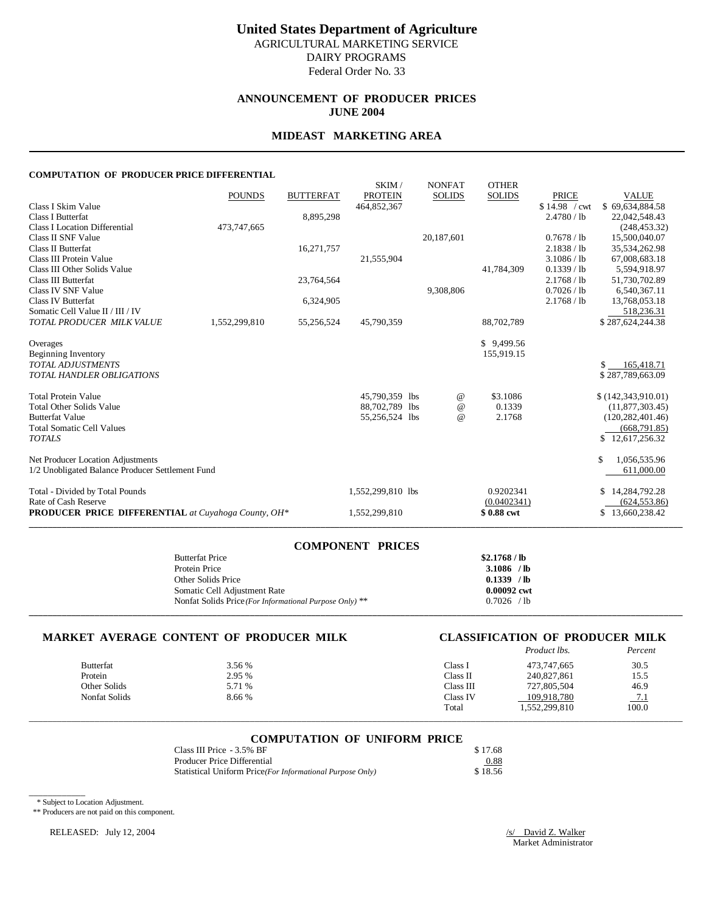# United States Department of Agriculture

AGRICULTURAL MARKETING SERVICE
DAIRY PROGRAMS
Federal Order No. 33

## ANNOUNCEMENT OF PRODUCER PRICES
## JUNE 2004

## MIDEAST MARKETING AREA

### COMPUTATION OF PRODUCER PRICE DIFFERENTIAL

| | POUNDS | BUTTERFAT | SKIM / PROTEIN | NONFAT SOLIDS | OTHER SOLIDS | PRICE | VALUE |
|---|---|---|---|---|---|---|---|
| Class I Skim Value | | | 464,852,367 | | | $ 14.98 / cwt | $ 69,634,884.58 |
| Class I Butterfat | | 8,895,298 | | | | 2.4780 / lb | 22,042,548.43 |
| Class I Location Differential | 473,747,665 | | | | | | (248,453.32) |
| Class II SNF Value | | | | 20,187,601 | | 0.7678 / lb | 15,500,040.07 |
| Class II Butterfat | | 16,271,757 | | | | 2.1838 / lb | 35,534,262.98 |
| Class III Protein Value | | | 21,555,904 | | | 3.1086 / lb | 67,008,683.18 |
| Class III Other Solids Value | | | | | 41,784,309 | 0.1339 / lb | 5,594,918.97 |
| Class III Butterfat | | 23,764,564 | | | | 2.1768 / lb | 51,730,702.89 |
| Class IV SNF Value | | | | 9,308,806 | | 0.7026 / lb | 6,540,367.11 |
| Class IV Butterfat | | 6,324,905 | | | | 2.1768 / lb | 13,768,053.18 |
| Somatic Cell Value II / III / IV | | | | | | | 518,236.31 |
| *TOTAL PRODUCER MILK VALUE* | 1,552,299,810 | 55,256,524 | 45,790,359 | | 88,702,789 | | $ 287,624,244.38 |
| Overages | | | | | $ 9,499.56 | | |
| Beginning Inventory | | | | | 155,919.15 | | |
| *TOTAL ADJUSTMENTS* | | | | | | | $ 165,418.71 |
| *TOTAL HANDLER OBLIGATIONS* | | | | | | | $ 287,789,663.09 |
| Total Protein Value | | | 45,790,359 lbs | @ | $3.1086 | | $ (142,343,910.01) |
| Total Other Solids Value | | | 88,702,789 lbs | @ | 0.1339 | | (11,877,303.45) |
| Butterfat Value | | | 55,256,524 lbs | @ | 2.1768 | | (120,282,401.46) |
| Total Somatic Cell Values | | | | | | | (668,791.85) |
| *TOTALS* | | | | | | | $ 12,617,256.32 |
| Net Producer Location Adjustments | | | | | | | $ 1,056,535.96 |
| 1/2 Unobligated Balance Producer Settlement Fund | | | | | | | 611,000.00 |
| Total - Divided by Total Pounds | | | 1,552,299,810 lbs | | 0.9202341 | | $ 14,284,792.28 |
| Rate of Cash Reserve | | | | | (0.0402341) | | (624,553.86) |
| **PRODUCER PRICE DIFFERENTIAL** *at Cuyahoga County, OH** | | | 1,552,299,810 | | **$ 0.88 cwt** | | $ 13,660,238.42 |

### COMPONENT PRICES

| | |
|---|---|
| Butterfat Price | **$2.1768 / lb** |
| Protein Price | **3.1086 / lb** |
| Other Solids Price | **0.1339 / lb** |
| Somatic Cell Adjustment Rate | **0.00092 cwt** |
| Nonfat Solids Price *(For Informational Purpose Only)* ** | 0.7026 / lb |

### MARKET AVERAGE CONTENT OF PRODUCER MILK

| | |
|---|---|
| Butterfat | 3.56 % |
| Protein | 2.95 % |
| Other Solids | 5.71 % |
| Nonfat Solids | 8.66 % |

### CLASSIFICATION OF PRODUCER MILK

| | *Product lbs.* | *Percent* |
|---|---|---|
| Class I | 473,747,665 | 30.5 |
| Class II | 240,827,861 | 15.5 |
| Class III | 727,805,504 | 46.9 |
| Class IV | 109,918,780 | 7.1 |
| Total | 1,552,299,810 | 100.0 |

### COMPUTATION OF UNIFORM PRICE

| | |
|---|---|
| Class III Price - 3.5% BF | $ 17.68 |
| Producer Price Differential | 0.88 |
| Statistical Uniform Price *(For Informational Purpose Only)* | $ 18.56 |

\* Subject to Location Adjustment.
** Producers are not paid on this component.

RELEASED: July 12, 2004

/s/ David Z. Walker
Market Administrator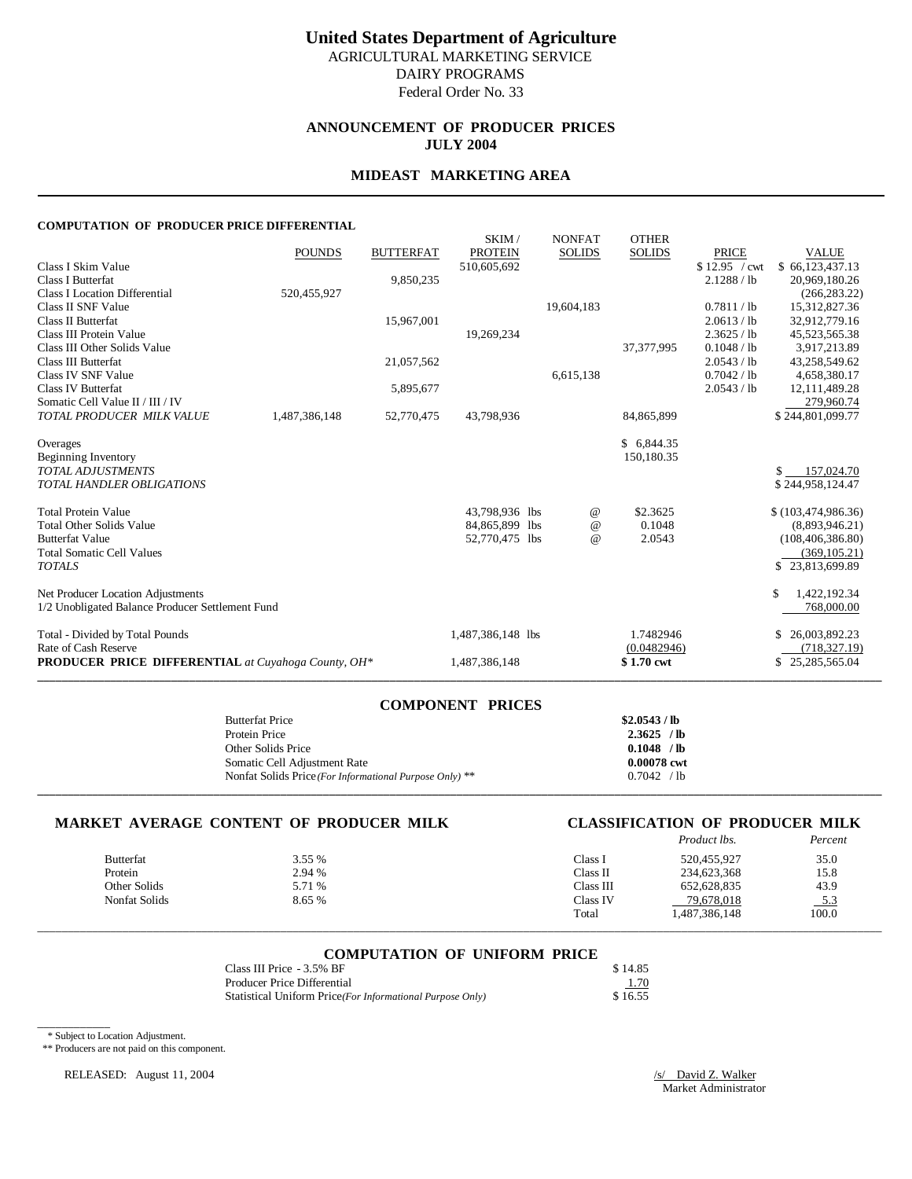# United States Department of Agriculture

AGRICULTURAL MARKETING SERVICE
DAIRY PROGRAMS
Federal Order No. 33

## ANNOUNCEMENT OF PRODUCER PRICES
## JULY 2004

## MIDEAST MARKETING AREA

### COMPUTATION OF PRODUCER PRICE DIFFERENTIAL

| | POUNDS | BUTTERFAT | SKIM / PROTEIN | NONFAT SOLIDS | OTHER SOLIDS | PRICE | VALUE |
|---|---|---|---|---|---|---|---|
| Class I Skim Value | | | 510,605,692 | | | $ 12.95 / cwt | $ 66,123,437.13 |
| Class I Butterfat | | 9,850,235 | | | | 2.1288 / lb | 20,969,180.26 |
| Class I Location Differential | 520,455,927 | | | | | | (266,283.22) |
| Class II SNF Value | | | | 19,604,183 | | 0.7811 / lb | 15,312,827.36 |
| Class II Butterfat | | 15,967,001 | | | | 2.0613 / lb | 32,912,779.16 |
| Class III Protein Value | | | 19,269,234 | | | 2.3625 / lb | 45,523,565.38 |
| Class III Other Solids Value | | | | | 37,377,995 | 0.1048 / lb | 3,917,213.89 |
| Class III Butterfat | | 21,057,562 | | | | 2.0543 / lb | 43,258,549.62 |
| Class IV SNF Value | | | | 6,615,138 | | 0.7042 / lb | 4,658,380.17 |
| Class IV Butterfat | | 5,895,677 | | | | 2.0543 / lb | 12,111,489.28 |
| Somatic Cell Value II / III / IV | | | | | | | 279,960.74 |
| *TOTAL PRODUCER MILK VALUE* | 1,487,386,148 | 52,770,475 | 43,798,936 | | 84,865,899 | | $ 244,801,099.77 |
| Overages | | | | | $ 6,844.35 | | |
| Beginning Inventory | | | | | 150,180.35 | | |
| *TOTAL ADJUSTMENTS* | | | | | | | $ 157,024.70 |
| *TOTAL HANDLER OBLIGATIONS* | | | | | | | $ 244,958,124.47 |
| Total Protein Value | | | 43,798,936 lbs | @ | $2.3625 | | $ (103,474,986.36) |
| Total Other Solids Value | | | 84,865,899 lbs | @ | 0.1048 | | (8,893,946.21) |
| Butterfat Value | | | 52,770,475 lbs | @ | 2.0543 | | (108,406,386.80) |
| Total Somatic Cell Values | | | | | | | (369,105.21) |
| *TOTALS* | | | | | | | $ 23,813,699.89 |
| Net Producer Location Adjustments | | | | | | | $ 1,422,192.34 |
| 1/2 Unobligated Balance Producer Settlement Fund | | | | | | | 768,000.00 |
| Total - Divided by Total Pounds | | | 1,487,386,148 lbs | | 1.7482946 | | $ 26,003,892.23 |
| Rate of Cash Reserve | | | | | (0.0482946) | | (718,327.19) |
| **PRODUCER PRICE DIFFERENTIAL** *at Cuyahoga County, OH\** | | | 1,487,386,148 | | **$ 1.70 cwt** | | $ 25,285,565.04 |

### COMPONENT PRICES

| | |
|---|---|
| Butterfat Price | **$2.0543 / lb** |
| Protein Price | **2.3625 / lb** |
| Other Solids Price | **0.1048 / lb** |
| Somatic Cell Adjustment Rate | **0.00078 cwt** |
| Nonfat Solids Price *(For Informational Purpose Only)* ** | 0.7042 / lb |

### MARKET AVERAGE CONTENT OF PRODUCER MILK

| | |
|---|---|
| Butterfat | 3.55 % |
| Protein | 2.94 % |
| Other Solids | 5.71 % |
| Nonfat Solids | 8.65 % |

### CLASSIFICATION OF PRODUCER MILK

| | *Product lbs.* | *Percent* |
|---|---|---|
| Class I | 520,455,927 | 35.0 |
| Class II | 234,623,368 | 15.8 |
| Class III | 652,628,835 | 43.9 |
| Class IV | 79,678,018 | 5.3 |
| Total | 1,487,386,148 | 100.0 |

### COMPUTATION OF UNIFORM PRICE

| | |
|---|---|
| Class III Price - 3.5% BF | $ 14.85 |
| Producer Price Differential | 1.70 |
| Statistical Uniform Price *(For Informational Purpose Only)* | $ 16.55 |

\* Subject to Location Adjustment.
** Producers are not paid on this component.

RELEASED: August 11, 2004

/s/ David Z. Walker
Market Administrator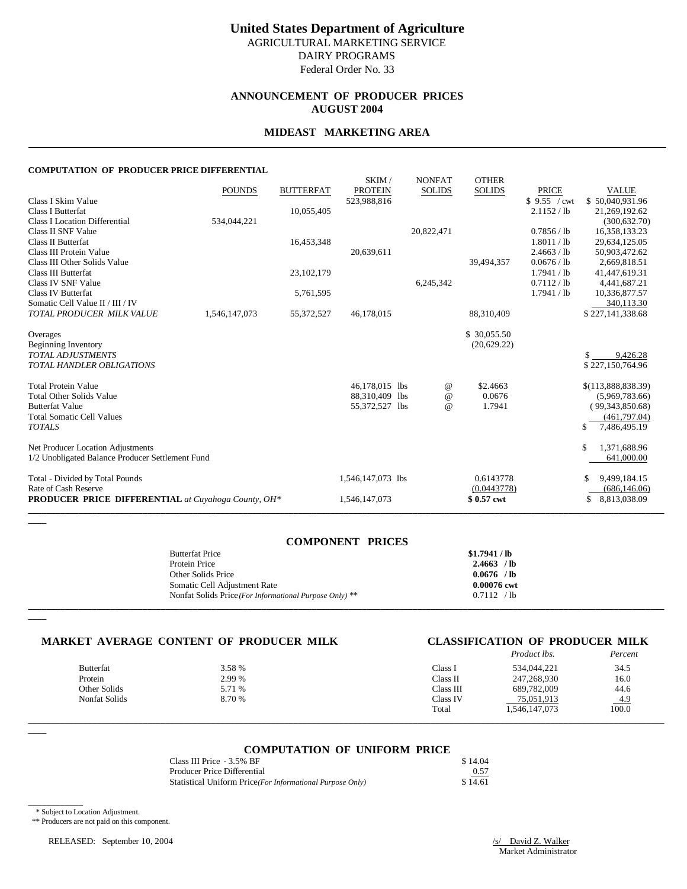# United States Department of Agriculture

AGRICULTURAL MARKETING SERVICE
DAIRY PROGRAMS
Federal Order No. 33

## ANNOUNCEMENT OF PRODUCER PRICES
## AUGUST 2004

## MIDEAST MARKETING AREA

### COMPUTATION OF PRODUCER PRICE DIFFERENTIAL

| | POUNDS | BUTTERFAT | SKIM / PROTEIN | NONFAT SOLIDS | OTHER SOLIDS | PRICE | VALUE |
|---|---|---|---|---|---|---|---|
| Class I Skim Value | | | 523,988,816 | | | $ 9.55 / cwt | $ 50,040,931.96 |
| Class I Butterfat | | 10,055,405 | | | | 2.1152 / lb | 21,269,192.62 |
| Class I Location Differential | 534,044,221 | | | | | | (300,632.70) |
| Class II SNF Value | | | | 20,822,471 | | 0.7856 / lb | 16,358,133.23 |
| Class II Butterfat | | 16,453,348 | | | | 1.8011 / lb | 29,634,125.05 |
| Class III Protein Value | | | 20,639,611 | | | 2.4663 / lb | 50,903,472.62 |
| Class III Other Solids Value | | | | | 39,494,357 | 0.0676 / lb | 2,669,818.51 |
| Class III Butterfat | | 23,102,179 | | | | 1.7941 / lb | 41,447,619.31 |
| Class IV SNF Value | | | | 6,245,342 | | 0.7112 / lb | 4,441,687.21 |
| Class IV Butterfat | | 5,761,595 | | | | 1.7941 / lb | 10,336,877.57 |
| Somatic Cell Value II / III / IV | | | | | | | 340,113.30 |
| *TOTAL PRODUCER MILK VALUE* | 1,546,147,073 | 55,372,527 | 46,178,015 | | 88,310,409 | | $ 227,141,338.68 |

| | | | | |
|---|---|---|---|---|
| Overages | | | $ 30,055.50 | |
| Beginning Inventory | | | (20,629.22) | |
| *TOTAL ADJUSTMENTS* | | | | $ 9,426.28 |
| *TOTAL HANDLER OBLIGATIONS* | | | | $ 227,150,764.96 |
| Total Protein Value | 46,178,015 lbs | @ | $2.4663 | $(113,888,838.39) |
| Total Other Solids Value | 88,310,409 lbs | @ | 0.0676 | (5,969,783.66) |
| Butterfat Value | 55,372,527 lbs | @ | 1.7941 | ( 99,343,850.68) |
| Total Somatic Cell Values | | | | (461,797.04) |
| *TOTALS* | | | | $ 7,486,495.19 |
| Net Producer Location Adjustments | | | | $ 1,371,688.96 |
| 1/2 Unobligated Balance Producer Settlement Fund | | | | 641,000.00 |
| Total - Divided by Total Pounds | 1,546,147,073 lbs | | 0.6143778 | $ 9,499,184.15 |
| Rate of Cash Reserve | | | (0.0443778) | (686,146.06) |
| **PRODUCER PRICE DIFFERENTIAL** *at Cuyahoga County, OH\** | 1,546,147,073 | | **$ 0.57 cwt** | $ 8,813,038.09 |

### COMPONENT PRICES

| | |
|---|---|
| Butterfat Price | **$1.7941 / lb** |
| Protein Price | **2.4663 / lb** |
| Other Solids Price | **0.0676 / lb** |
| Somatic Cell Adjustment Rate | **0.00076 cwt** |
| Nonfat Solids Price *(For Informational Purpose Only)* ** | 0.7112 / lb |

### MARKET AVERAGE CONTENT OF PRODUCER MILK

| | |
|---|---|
| Butterfat | 3.58 % |
| Protein | 2.99 % |
| Other Solids | 5.71 % |
| Nonfat Solids | 8.70 % |

### CLASSIFICATION OF PRODUCER MILK

| | *Product lbs.* | *Percent* |
|---|---|---|
| Class I | 534,044,221 | 34.5 |
| Class II | 247,268,930 | 16.0 |
| Class III | 689,782,009 | 44.6 |
| Class IV | 75,051,913 | 4.9 |
| Total | 1,546,147,073 | 100.0 |

### COMPUTATION OF UNIFORM PRICE

| | |
|---|---|
| Class III Price - 3.5% BF | $ 14.04 |
| Producer Price Differential | 0.57 |
| Statistical Uniform Price *(For Informational Purpose Only)* | $ 14.61 |

\* Subject to Location Adjustment.
** Producers are not paid on this component.

RELEASED: September 10, 2004

/s/ David Z. Walker
Market Administrator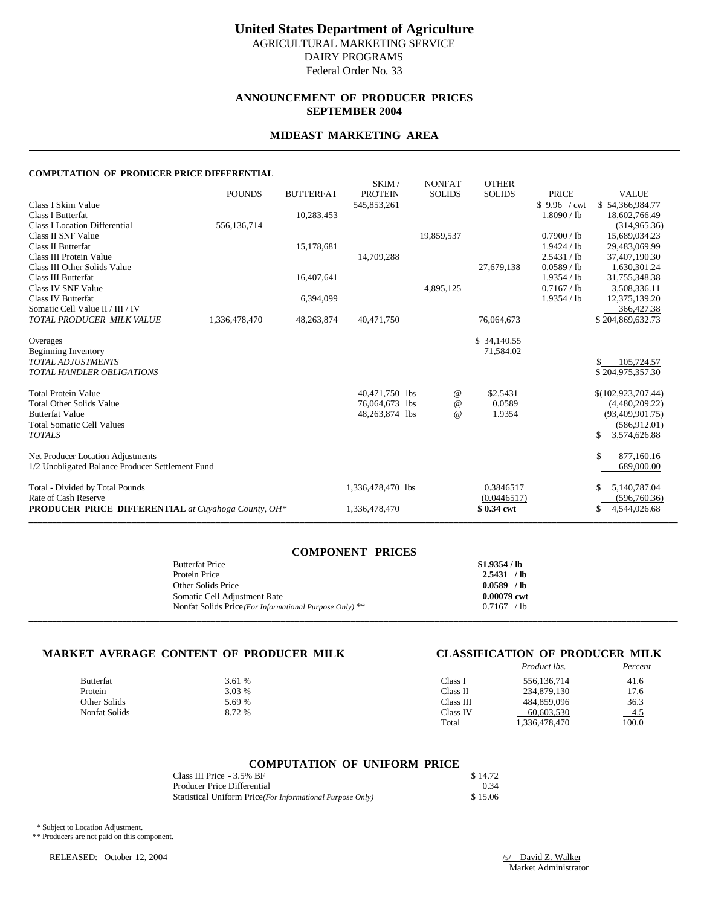# United States Department of Agriculture

AGRICULTURAL MARKETING SERVICE
DAIRY PROGRAMS
Federal Order No. 33

## ANNOUNCEMENT OF PRODUCER PRICES
## SEPTEMBER 2004

## MIDEAST MARKETING AREA

### COMPUTATION OF PRODUCER PRICE DIFFERENTIAL

| | POUNDS | BUTTERFAT | SKIM / PROTEIN | NONFAT SOLIDS | OTHER SOLIDS | PRICE | VALUE |
|---|---|---|---|---|---|---|---|
| Class I Skim Value | | | 545,853,261 | | | $ 9.96 / cwt | $ 54,366,984.77 |
| Class I Butterfat | | 10,283,453 | | | | 1.8090 / lb | 18,602,766.49 |
| Class I Location Differential | 556,136,714 | | | | | | (314,965.36) |
| Class II SNF Value | | | | 19,859,537 | | 0.7900 / lb | 15,689,034.23 |
| Class II Butterfat | | 15,178,681 | | | | 1.9424 / lb | 29,483,069.99 |
| Class III Protein Value | | | 14,709,288 | | | 2.5431 / lb | 37,407,190.30 |
| Class III Other Solids Value | | | | | 27,679,138 | 0.0589 / lb | 1,630,301.24 |
| Class III Butterfat | | 16,407,641 | | | | 1.9354 / lb | 31,755,348.38 |
| Class IV SNF Value | | | | 4,895,125 | | 0.7167 / lb | 3,508,336.11 |
| Class IV Butterfat | | 6,394,099 | | | | 1.9354 / lb | 12,375,139.20 |
| Somatic Cell Value II / III / IV | | | | | | | 366,427.38 |
| *TOTAL PRODUCER MILK VALUE* | 1,336,478,470 | 48,263,874 | 40,471,750 | | 76,064,673 | | $ 204,869,632.73 |
| | | | | | | | |
| Overages | | | | | $ 34,140.55 | | |
| Beginning Inventory | | | | | 71,584.02 | | |
| *TOTAL ADJUSTMENTS* | | | | | | | $ 105,724.57 |
| *TOTAL HANDLER OBLIGATIONS* | | | | | | | $ 204,975,357.30 |
| | | | | | | | |
| Total Protein Value | | | 40,471,750 lbs | @ | $2.5431 | | $(102,923,707.44) |
| Total Other Solids Value | | | 76,064,673 lbs | @ | 0.0589 | | (4,480,209.22) |
| Butterfat Value | | | 48,263,874 lbs | @ | 1.9354 | | (93,409,901.75) |
| Total Somatic Cell Values | | | | | | | (586,912.01) |
| *TOTALS* | | | | | | | $ 3,574,626.88 |
| | | | | | | | |
| Net Producer Location Adjustments | | | | | | | $ 877,160.16 |
| 1/2 Unobligated Balance Producer Settlement Fund | | | | | | | 689,000.00 |
| | | | | | | | |
| Total - Divided by Total Pounds | | | 1,336,478,470 lbs | | 0.3846517 | | $ 5,140,787.04 |
| Rate of Cash Reserve | | | | | (0.0446517) | | (596,760.36) |
| **PRODUCER PRICE DIFFERENTIAL** *at Cuyahoga County, OH\** | | | 1,336,478,470 | | **$ 0.34 cwt** | | $ 4,544,026.68 |

### COMPONENT PRICES

| | |
|---|---|
| Butterfat Price | **$1.9354 / lb** |
| Protein Price | **2.5431 / lb** |
| Other Solids Price | **0.0589 / lb** |
| Somatic Cell Adjustment Rate | **0.00079 cwt** |
| Nonfat Solids Price *(For Informational Purpose Only)* ** | 0.7167 / lb |

### MARKET AVERAGE CONTENT OF PRODUCER MILK

| | |
|---|---|
| Butterfat | 3.61 % |
| Protein | 3.03 % |
| Other Solids | 5.69 % |
| Nonfat Solids | 8.72 % |

### CLASSIFICATION OF PRODUCER MILK

| | *Product lbs.* | *Percent* |
|---|---|---|
| Class I | 556,136,714 | 41.6 |
| Class II | 234,879,130 | 17.6 |
| Class III | 484,859,096 | 36.3 |
| Class IV | 60,603,530 | 4.5 |
| Total | 1,336,478,470 | 100.0 |

### COMPUTATION OF UNIFORM PRICE

| | |
|---|---|
| Class III Price - 3.5% BF | $ 14.72 |
| Producer Price Differential | 0.34 |
| Statistical Uniform Price *(For Informational Purpose Only)* | $ 15.06 |

\* Subject to Location Adjustment.
** Producers are not paid on this component.

RELEASED: October 12, 2004

/s/ David Z. Walker
Market Administrator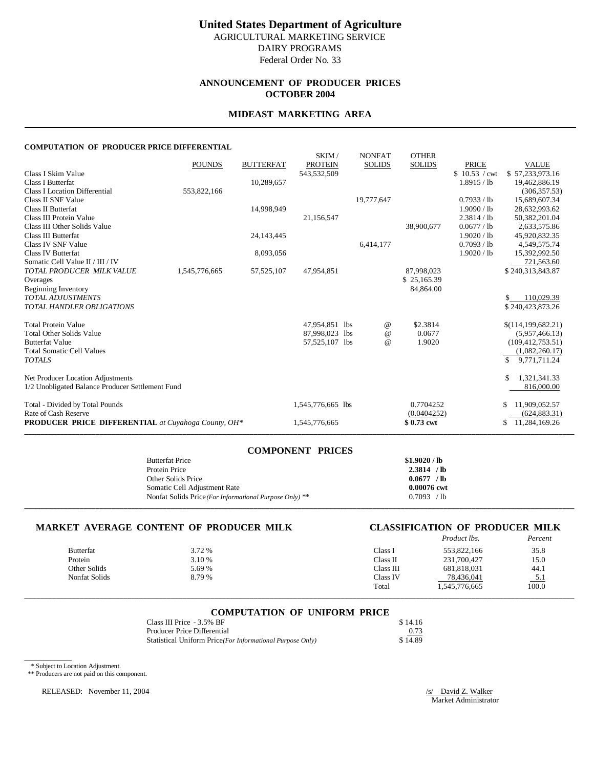# United States Department of Agriculture

AGRICULTURAL MARKETING SERVICE
DAIRY PROGRAMS
Federal Order No. 33

## ANNOUNCEMENT OF PRODUCER PRICES
## OCTOBER 2004

## MIDEAST MARKETING AREA

### COMPUTATION OF PRODUCER PRICE DIFFERENTIAL

| | POUNDS | BUTTERFAT | SKIM / PROTEIN | NONFAT SOLIDS | OTHER SOLIDS | PRICE | VALUE |
|---|---|---|---|---|---|---|---|
| Class I Skim Value | | | 543,532,509 | | | $ 10.53 / cwt | $ 57,233,973.16 |
| Class I Butterfat | | 10,289,657 | | | | 1.8915 / lb | 19,462,886.19 |
| Class I Location Differential | 553,822,166 | | | | | | (306,357.53) |
| Class II SNF Value | | | | 19,777,647 | | 0.7933 / lb | 15,689,607.34 |
| Class II Butterfat | | 14,998,949 | | | | 1.9090 / lb | 28,632,993.62 |
| Class III Protein Value | | | 21,156,547 | | | 2.3814 / lb | 50,382,201.04 |
| Class III Other Solids Value | | | | | 38,900,677 | 0.0677 / lb | 2,633,575.86 |
| Class III Butterfat | | 24,143,445 | | | | 1.9020 / lb | 45,920,832.35 |
| Class IV SNF Value | | | | 6,414,177 | | 0.7093 / lb | 4,549,575.74 |
| Class IV Butterfat | | 8,093,056 | | | | 1.9020 / lb | 15,392,992.50 |
| Somatic Cell Value II / III / IV | | | | | | | 721,563.60 |
| *TOTAL PRODUCER MILK VALUE* | 1,545,776,665 | 57,525,107 | 47,954,851 | | 87,998,023 | | $ 240,313,843.87 |
| Overages | | | | | $ 25,165.39 | | |
| Beginning Inventory | | | | | 84,864.00 | | |
| *TOTAL ADJUSTMENTS* | | | | | | | $ 110,029.39 |
| *TOTAL HANDLER OBLIGATIONS* | | | | | | | $ 240,423,873.26 |
| Total Protein Value | | | 47,954,851 lbs | @ | $2.3814 | | $(114,199,682.21) |
| Total Other Solids Value | | | 87,998,023 lbs | @ | 0.0677 | | (5,957,466.13) |
| Butterfat Value | | | 57,525,107 lbs | @ | 1.9020 | | (109,412,753.51) |
| Total Somatic Cell Values | | | | | | | (1,082,260.17) |
| *TOTALS* | | | | | | | $ 9,771,711.24 |
| Net Producer Location Adjustments | | | | | | | $ 1,321,341.33 |
| 1/2 Unobligated Balance Producer Settlement Fund | | | | | | | 816,000.00 |
| Total - Divided by Total Pounds | | | 1,545,776,665 lbs | | 0.7704252 | | $ 11,909,052.57 |
| Rate of Cash Reserve | | | | | (0.0404252) | | (624,883.31) |
| **PRODUCER PRICE DIFFERENTIAL** *at Cuyahoga County, OH\** | | | 1,545,776,665 | | **$ 0.73 cwt** | | $ 11,284,169.26 |

### COMPONENT PRICES

| | |
|---|---|
| Butterfat Price | **$1.9020 / lb** |
| Protein Price | **2.3814 / lb** |
| Other Solids Price | **0.0677 / lb** |
| Somatic Cell Adjustment Rate | **0.00076 cwt** |
| Nonfat Solids Price *(For Informational Purpose Only)* ** | 0.7093 / lb |

### MARKET AVERAGE CONTENT OF PRODUCER MILK

| | |
|---|---|
| Butterfat | 3.72 % |
| Protein | 3.10 % |
| Other Solids | 5.69 % |
| Nonfat Solids | 8.79 % |

### CLASSIFICATION OF PRODUCER MILK

| | *Product lbs.* | *Percent* |
|---|---|---|
| Class I | 553,822,166 | 35.8 |
| Class II | 231,700,427 | 15.0 |
| Class III | 681,818,031 | 44.1 |
| Class IV | 78,436,041 | 5.1 |
| Total | 1,545,776,665 | 100.0 |

### COMPUTATION OF UNIFORM PRICE

| | |
|---|---|
| Class III Price - 3.5% BF | $ 14.16 |
| Producer Price Differential | 0.73 |
| Statistical Uniform Price *(For Informational Purpose Only)* | $ 14.89 |

\* Subject to Location Adjustment.
** Producers are not paid on this component.

RELEASED: November 11, 2004

/s/ David Z. Walker
Market Administrator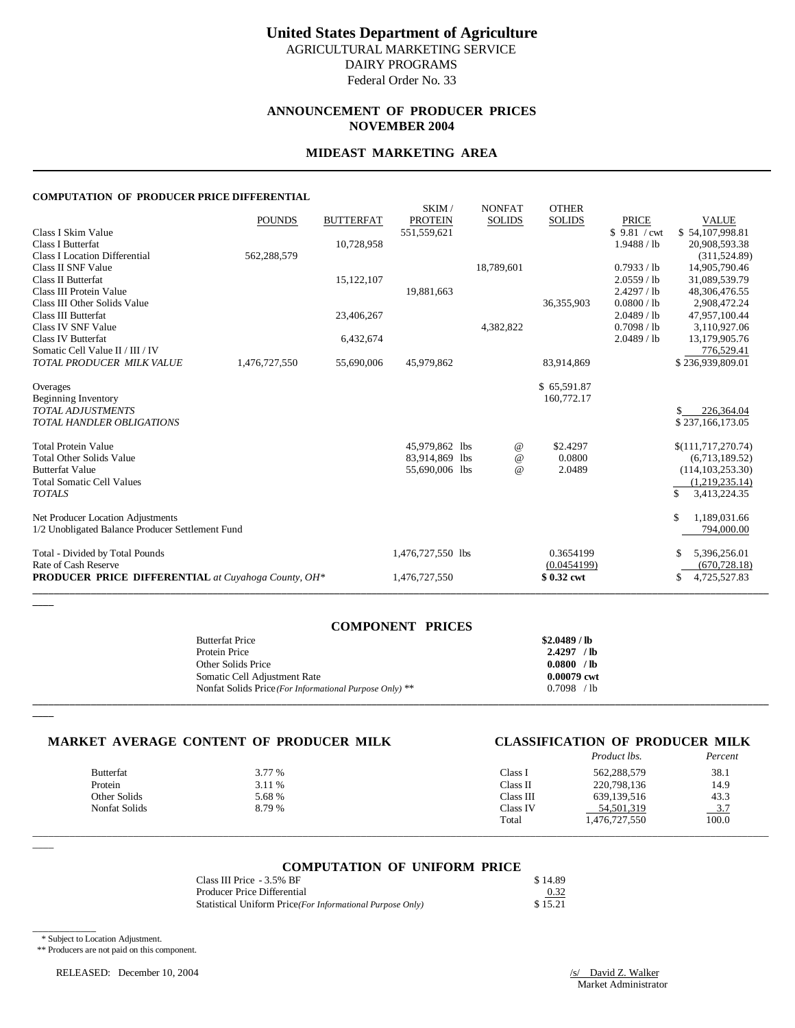# United States Department of Agriculture

AGRICULTURAL MARKETING SERVICE
DAIRY PROGRAMS
Federal Order No. 33

## ANNOUNCEMENT OF PRODUCER PRICES
## NOVEMBER 2004

## MIDEAST MARKETING AREA

### COMPUTATION OF PRODUCER PRICE DIFFERENTIAL

| | POUNDS | BUTTERFAT | SKIM / PROTEIN | NONFAT SOLIDS | OTHER SOLIDS | PRICE | VALUE |
|---|---|---|---|---|---|---|---|
| Class I Skim Value | | | 551,559,621 | | | $ 9.81 / cwt | $ 54,107,998.81 |
| Class I Butterfat | | 10,728,958 | | | | 1.9488 / lb | 20,908,593.38 |
| Class I Location Differential | 562,288,579 | | | | | | (311,524.89) |
| Class II SNF Value | | | | 18,789,601 | | 0.7933 / lb | 14,905,790.46 |
| Class II Butterfat | | 15,122,107 | | | | 2.0559 / lb | 31,089,539.79 |
| Class III Protein Value | | | 19,881,663 | | | 2.4297 / lb | 48,306,476.55 |
| Class III Other Solids Value | | | | | 36,355,903 | 0.0800 / lb | 2,908,472.24 |
| Class III Butterfat | | 23,406,267 | | | | 2.0489 / lb | 47,957,100.44 |
| Class IV SNF Value | | | | 4,382,822 | | 0.7098 / lb | 3,110,927.06 |
| Class IV Butterfat | | 6,432,674 | | | | 2.0489 / lb | 13,179,905.76 |
| Somatic Cell Value II / III / IV | | | | | | | 776,529.41 |
| *TOTAL PRODUCER MILK VALUE* | 1,476,727,550 | 55,690,006 | 45,979,862 | | 83,914,869 | | $ 236,939,809.01 |
| Overages | | | | | $ 65,591.87 | | |
| Beginning Inventory | | | | | 160,772.17 | | |
| *TOTAL ADJUSTMENTS* | | | | | | | $ 226,364.04 |
| *TOTAL HANDLER OBLIGATIONS* | | | | | | | $ 237,166,173.05 |
| Total Protein Value | | | 45,979,862 lbs | @ | $2.4297 | | $(111,717,270.74) |
| Total Other Solids Value | | | 83,914,869 lbs | @ | 0.0800 | | (6,713,189.52) |
| Butterfat Value | | | 55,690,006 lbs | @ | 2.0489 | | (114,103,253.30) |
| Total Somatic Cell Values | | | | | | | (1,219,235.14) |
| *TOTALS* | | | | | | | $ 3,413,224.35 |
| Net Producer Location Adjustments | | | | | | | $ 1,189,031.66 |
| 1/2 Unobligated Balance Producer Settlement Fund | | | | | | | 794,000.00 |
| Total - Divided by Total Pounds | | | 1,476,727,550 lbs | | 0.3654199 | | $ 5,396,256.01 |
| Rate of Cash Reserve | | | | | (0.0454199) | | (670,728.18) |
| **PRODUCER PRICE DIFFERENTIAL** *at Cuyahoga County, OH\** | | | 1,476,727,550 | | **$ 0.32 cwt** | | $ 4,725,527.83 |

### COMPONENT PRICES

| | |
|---|---|
| Butterfat Price | **$2.0489 / lb** |
| Protein Price | **2.4297 / lb** |
| Other Solids Price | **0.0800 / lb** |
| Somatic Cell Adjustment Rate | **0.00079 cwt** |
| Nonfat Solids Price *(For Informational Purpose Only)* ** | 0.7098 / lb |

### MARKET AVERAGE CONTENT OF PRODUCER MILK

| | |
|---|---|
| Butterfat | 3.77 % |
| Protein | 3.11 % |
| Other Solids | 5.68 % |
| Nonfat Solids | 8.79 % |

### CLASSIFICATION OF PRODUCER MILK

| | *Product lbs.* | *Percent* |
|---|---|---|
| Class I | 562,288,579 | 38.1 |
| Class II | 220,798,136 | 14.9 |
| Class III | 639,139,516 | 43.3 |
| Class IV | 54,501,319 | 3.7 |
| Total | 1,476,727,550 | 100.0 |

### COMPUTATION OF UNIFORM PRICE

| | |
|---|---|
| Class III Price - 3.5% BF | $ 14.89 |
| Producer Price Differential | 0.32 |
| Statistical Uniform Price *(For Informational Purpose Only)* | $ 15.21 |

\* Subject to Location Adjustment.
** Producers are not paid on this component.

RELEASED: December 10, 2004

/s/ David Z. Walker
Market Administrator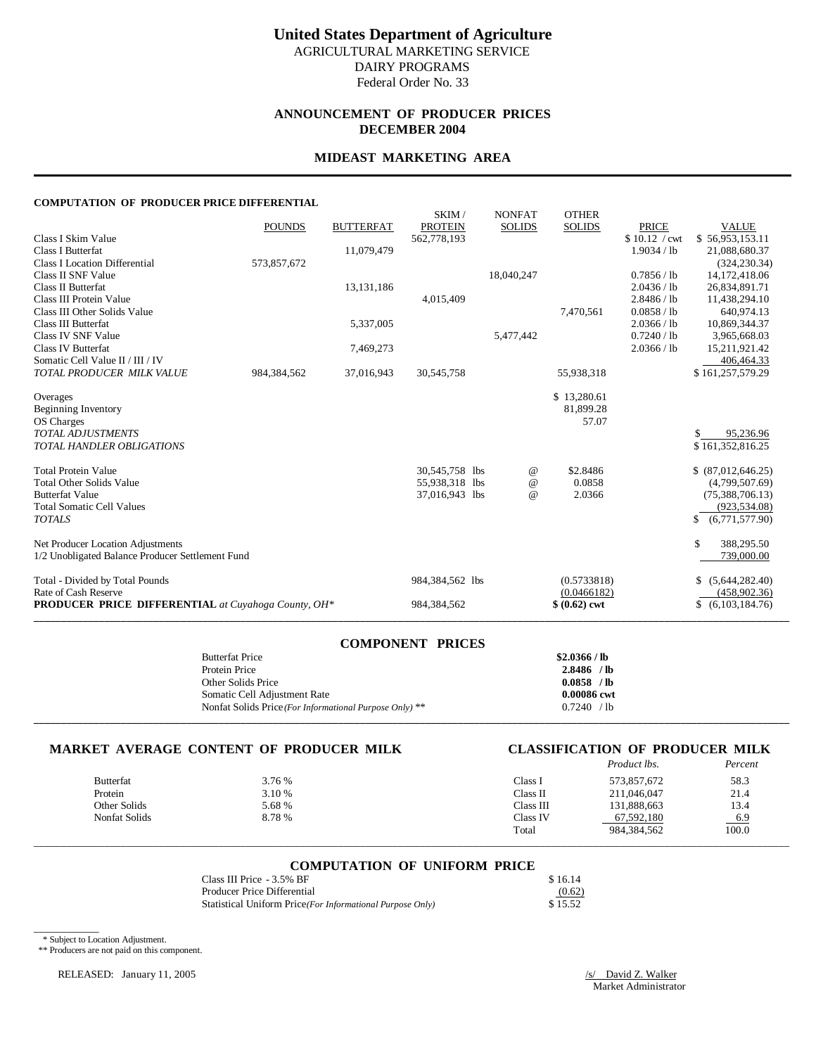# United States Department of Agriculture

AGRICULTURAL MARKETING SERVICE
DAIRY PROGRAMS
Federal Order No. 33

## ANNOUNCEMENT OF PRODUCER PRICES
## DECEMBER 2004

## MIDEAST MARKETING AREA

**COMPUTATION OF PRODUCER PRICE DIFFERENTIAL**

| | POUNDS | BUTTERFAT | SKIM / PROTEIN | NONFAT SOLIDS | OTHER SOLIDS | PRICE | VALUE |
|---|---|---|---|---|---|---|---|
| Class I Skim Value | | | 562,778,193 | | | $ 10.12 / cwt | $ 56,953,153.11 |
| Class I Butterfat | | 11,079,479 | | | | 1.9034 / lb | 21,088,680.37 |
| Class I Location Differential | 573,857,672 | | | | | | (324,230.34) |
| Class II SNF Value | | | | 18,040,247 | | 0.7856 / lb | 14,172,418.06 |
| Class II Butterfat | | 13,131,186 | | | | 2.0436 / lb | 26,834,891.71 |
| Class III Protein Value | | | 4,015,409 | | | 2.8486 / lb | 11,438,294.10 |
| Class III Other Solids Value | | | | | 7,470,561 | 0.0858 / lb | 640,974.13 |
| Class III Butterfat | | 5,337,005 | | | | 2.0366 / lb | 10,869,344.37 |
| Class IV SNF Value | | | | 5,477,442 | | 0.7240 / lb | 3,965,668.03 |
| Class IV Butterfat | | 7,469,273 | | | | 2.0366 / lb | 15,211,921.42 |
| Somatic Cell Value II / III / IV | | | | | | | 406,464.33 |
| *TOTAL PRODUCER MILK VALUE* | 984,384,562 | 37,016,943 | 30,545,758 | | 55,938,318 | | $ 161,257,579.29 |
| Overages | | | | | $ 13,280.61 | | |
| Beginning Inventory | | | | | 81,899.28 | | |
| OS Charges | | | | | 57.07 | | |
| *TOTAL ADJUSTMENTS* | | | | | | | $ 95,236.96 |
| *TOTAL HANDLER OBLIGATIONS* | | | | | | | $ 161,352,816.25 |
| Total Protein Value | | | 30,545,758 lbs | @ | $2.8486 | | $ (87,012,646.25) |
| Total Other Solids Value | | | 55,938,318 lbs | @ | 0.0858 | | (4,799,507.69) |
| Butterfat Value | | | 37,016,943 lbs | @ | 2.0366 | | (75,388,706.13) |
| Total Somatic Cell Values | | | | | | | (923,534.08) |
| *TOTALS* | | | | | | | $ (6,771,577.90) |
| Net Producer Location Adjustments | | | | | | | $ 388,295.50 |
| 1/2 Unobligated Balance Producer Settlement Fund | | | | | | | 739,000.00 |
| Total - Divided by Total Pounds | | | 984,384,562 lbs | | (0.5733818) | | $ (5,644,282.40) |
| Rate of Cash Reserve | | | | | (0.0466182) | | (458,902.36) |
| **PRODUCER PRICE DIFFERENTIAL** *at Cuyahoga County, OH\** | | | 984,384,562 | | **$ (0.62) cwt** | | $ (6,103,184.76) |

## COMPONENT PRICES

| | |
|---|---|
| Butterfat Price | **$2.0366 / lb** |
| Protein Price | **2.8486 / lb** |
| Other Solids Price | **0.0858 / lb** |
| Somatic Cell Adjustment Rate | **0.00086 cwt** |
| Nonfat Solids Price *(For Informational Purpose Only)* ** | 0.7240 / lb |

## MARKET AVERAGE CONTENT OF PRODUCER MILK

| | |
|---|---|
| Butterfat | 3.76 % |
| Protein | 3.10 % |
| Other Solids | 5.68 % |
| Nonfat Solids | 8.78 % |

## CLASSIFICATION OF PRODUCER MILK

| | *Product lbs.* | *Percent* |
|---|---|---|
| Class I | 573,857,672 | 58.3 |
| Class II | 211,046,047 | 21.4 |
| Class III | 131,888,663 | 13.4 |
| Class IV | 67,592,180 | 6.9 |
| Total | 984,384,562 | 100.0 |

## COMPUTATION OF UNIFORM PRICE

| | |
|---|---|
| Class III Price - 3.5% BF | $ 16.14 |
| Producer Price Differential | (0.62) |
| Statistical Uniform Price *(For Informational Purpose Only)* | $ 15.52 |

\* Subject to Location Adjustment.
** Producers are not paid on this component.

RELEASED: January 11, 2005

/s/ David Z. Walker
Market Administrator